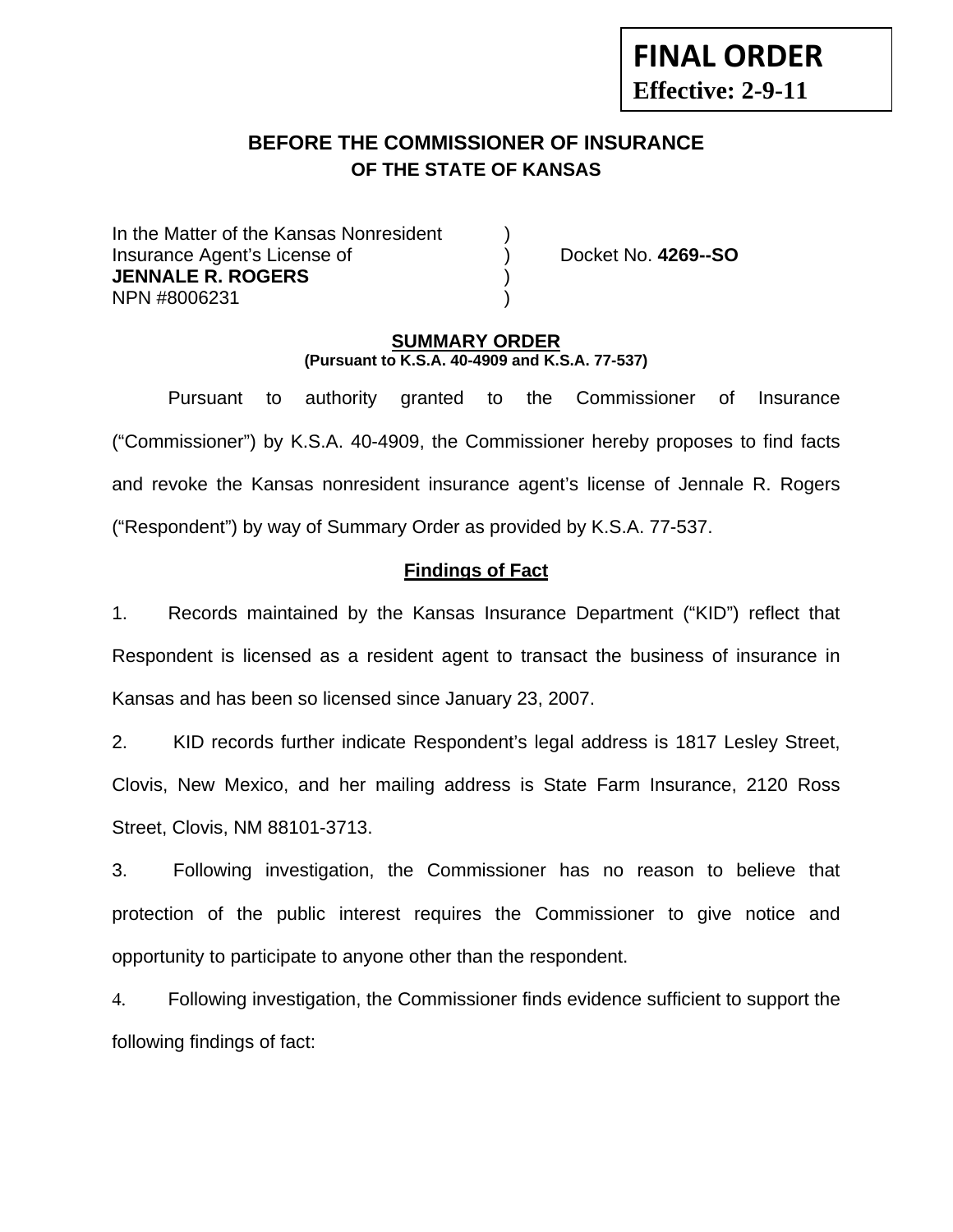**FINAL ORDER**
**Effective: 2-9-11**

# BEFORE THE COMMISSIONER OF INSURANCE
## OF THE STATE OF KANSAS

In the Matter of the Kansas Nonresident )
Insurance Agent's License of ) Docket No. **4269--SO**
**JENNALE R. ROGERS** )
NPN #8006231 )

**SUMMARY ORDER**
**(Pursuant to K.S.A. 40-4909 and K.S.A. 77-537)**

Pursuant to authority granted to the Commissioner of Insurance ("Commissioner") by K.S.A. 40-4909, the Commissioner hereby proposes to find facts and revoke the Kansas nonresident insurance agent's license of Jennale R. Rogers ("Respondent") by way of Summary Order as provided by K.S.A. 77-537.

**Findings of Fact**

1. Records maintained by the Kansas Insurance Department ("KID") reflect that Respondent is licensed as a resident agent to transact the business of insurance in Kansas and has been so licensed since January 23, 2007.

2. KID records further indicate Respondent's legal address is 1817 Lesley Street, Clovis, New Mexico, and her mailing address is State Farm Insurance, 2120 Ross Street, Clovis, NM 88101-3713.

3. Following investigation, the Commissioner has no reason to believe that protection of the public interest requires the Commissioner to give notice and opportunity to participate to anyone other than the respondent.

4. Following investigation, the Commissioner finds evidence sufficient to support the following findings of fact: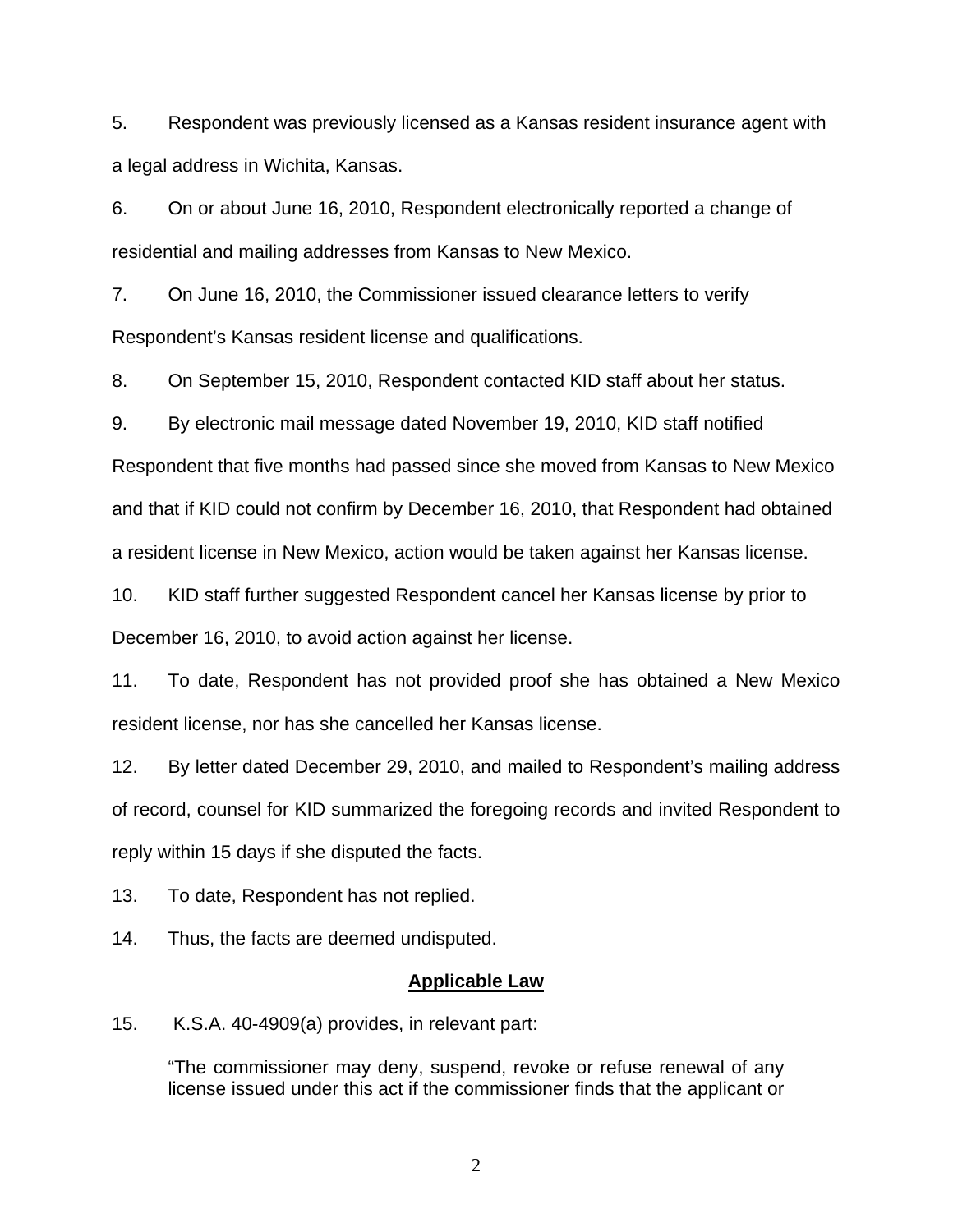5. Respondent was previously licensed as a Kansas resident insurance agent with a legal address in Wichita, Kansas.

6. On or about June 16, 2010, Respondent electronically reported a change of residential and mailing addresses from Kansas to New Mexico.

7. On June 16, 2010, the Commissioner issued clearance letters to verify Respondent's Kansas resident license and qualifications.

8. On September 15, 2010, Respondent contacted KID staff about her status.

9. By electronic mail message dated November 19, 2010, KID staff notified Respondent that five months had passed since she moved from Kansas to New Mexico and that if KID could not confirm by December 16, 2010, that Respondent had obtained a resident license in New Mexico, action would be taken against her Kansas license.

10. KID staff further suggested Respondent cancel her Kansas license by prior to December 16, 2010, to avoid action against her license.

11. To date, Respondent has not provided proof she has obtained a New Mexico resident license, nor has she cancelled her Kansas license.

12. By letter dated December 29, 2010, and mailed to Respondent's mailing address of record, counsel for KID summarized the foregoing records and invited Respondent to reply within 15 days if she disputed the facts.

13. To date, Respondent has not replied.

14. Thus, the facts are deemed undisputed.

## **Applicable Law**

15. K.S.A. 40-4909(a) provides, in relevant part:

> "The commissioner may deny, suspend, revoke or refuse renewal of any license issued under this act if the commissioner finds that the applicant or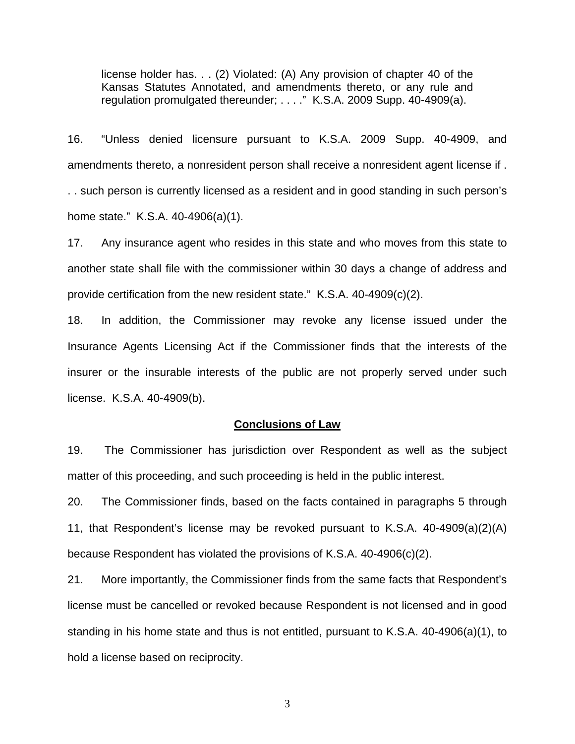> license holder has. . . (2) Violated: (A) Any provision of chapter 40 of the Kansas Statutes Annotated, and amendments thereto, or any rule and regulation promulgated thereunder; . . . ." K.S.A. 2009 Supp. 40-4909(a).

16. "Unless denied licensure pursuant to K.S.A. 2009 Supp. 40-4909, and amendments thereto, a nonresident person shall receive a nonresident agent license if . . . such person is currently licensed as a resident and in good standing in such person's home state." K.S.A. 40-4906(a)(1).

17. Any insurance agent who resides in this state and who moves from this state to another state shall file with the commissioner within 30 days a change of address and provide certification from the new resident state." K.S.A. 40-4909(c)(2).

18. In addition, the Commissioner may revoke any license issued under the Insurance Agents Licensing Act if the Commissioner finds that the interests of the insurer or the insurable interests of the public are not properly served under such license. K.S.A. 40-4909(b).

## Conclusions of Law

19. The Commissioner has jurisdiction over Respondent as well as the subject matter of this proceeding, and such proceeding is held in the public interest.

20. The Commissioner finds, based on the facts contained in paragraphs 5 through 11, that Respondent's license may be revoked pursuant to K.S.A. 40-4909(a)(2)(A) because Respondent has violated the provisions of K.S.A. 40-4906(c)(2).

21. More importantly, the Commissioner finds from the same facts that Respondent's license must be cancelled or revoked because Respondent is not licensed and in good standing in his home state and thus is not entitled, pursuant to K.S.A. 40-4906(a)(1), to hold a license based on reciprocity.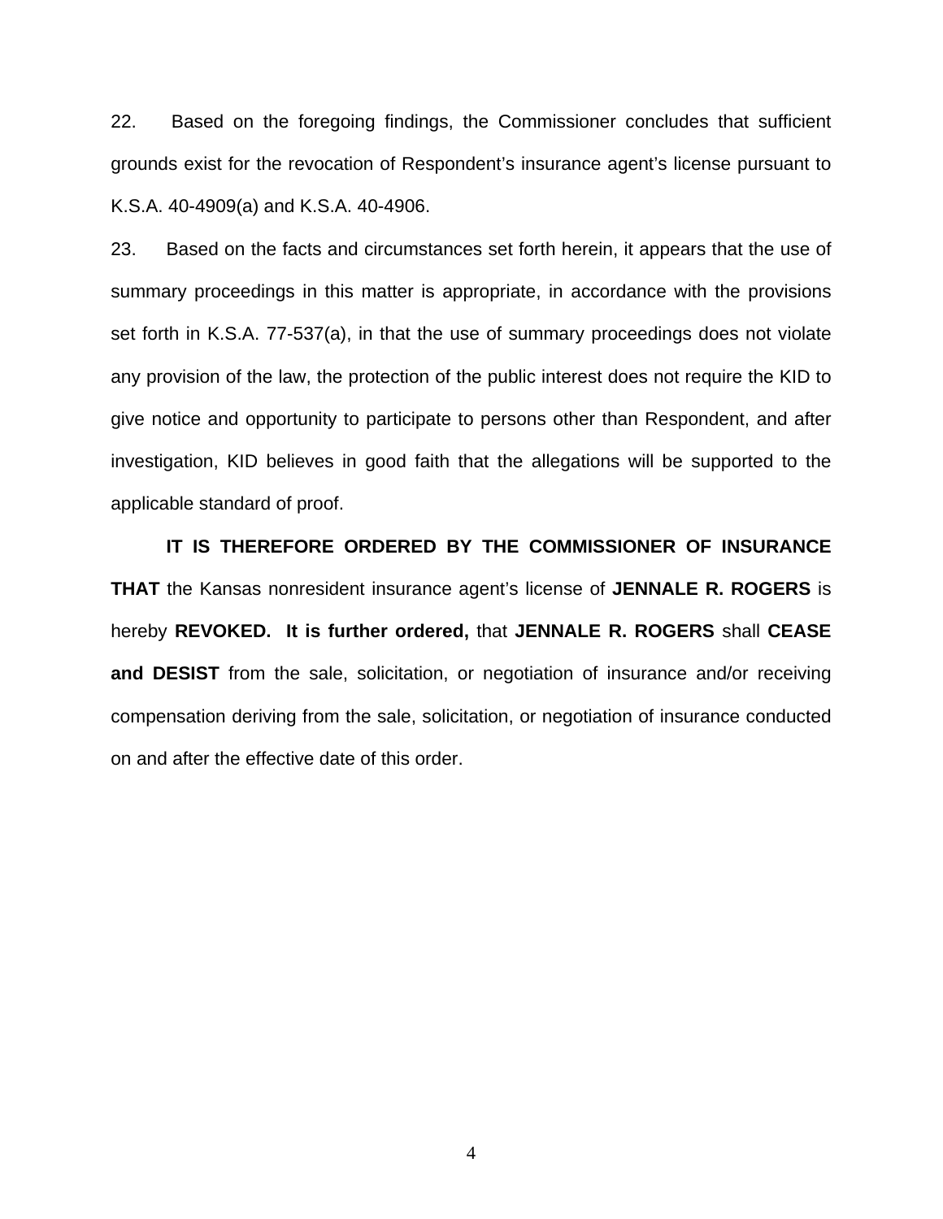22. Based on the foregoing findings, the Commissioner concludes that sufficient grounds exist for the revocation of Respondent's insurance agent's license pursuant to K.S.A. 40-4909(a) and K.S.A. 40-4906.

23. Based on the facts and circumstances set forth herein, it appears that the use of summary proceedings in this matter is appropriate, in accordance with the provisions set forth in K.S.A. 77-537(a), in that the use of summary proceedings does not violate any provision of the law, the protection of the public interest does not require the KID to give notice and opportunity to participate to persons other than Respondent, and after investigation, KID believes in good faith that the allegations will be supported to the applicable standard of proof.

**IT IS THEREFORE ORDERED BY THE COMMISSIONER OF INSURANCE THAT** the Kansas nonresident insurance agent's license of **JENNALE R. ROGERS** is hereby **REVOKED. It is further ordered,** that **JENNALE R. ROGERS** shall **CEASE and DESIST** from the sale, solicitation, or negotiation of insurance and/or receiving compensation deriving from the sale, solicitation, or negotiation of insurance conducted on and after the effective date of this order.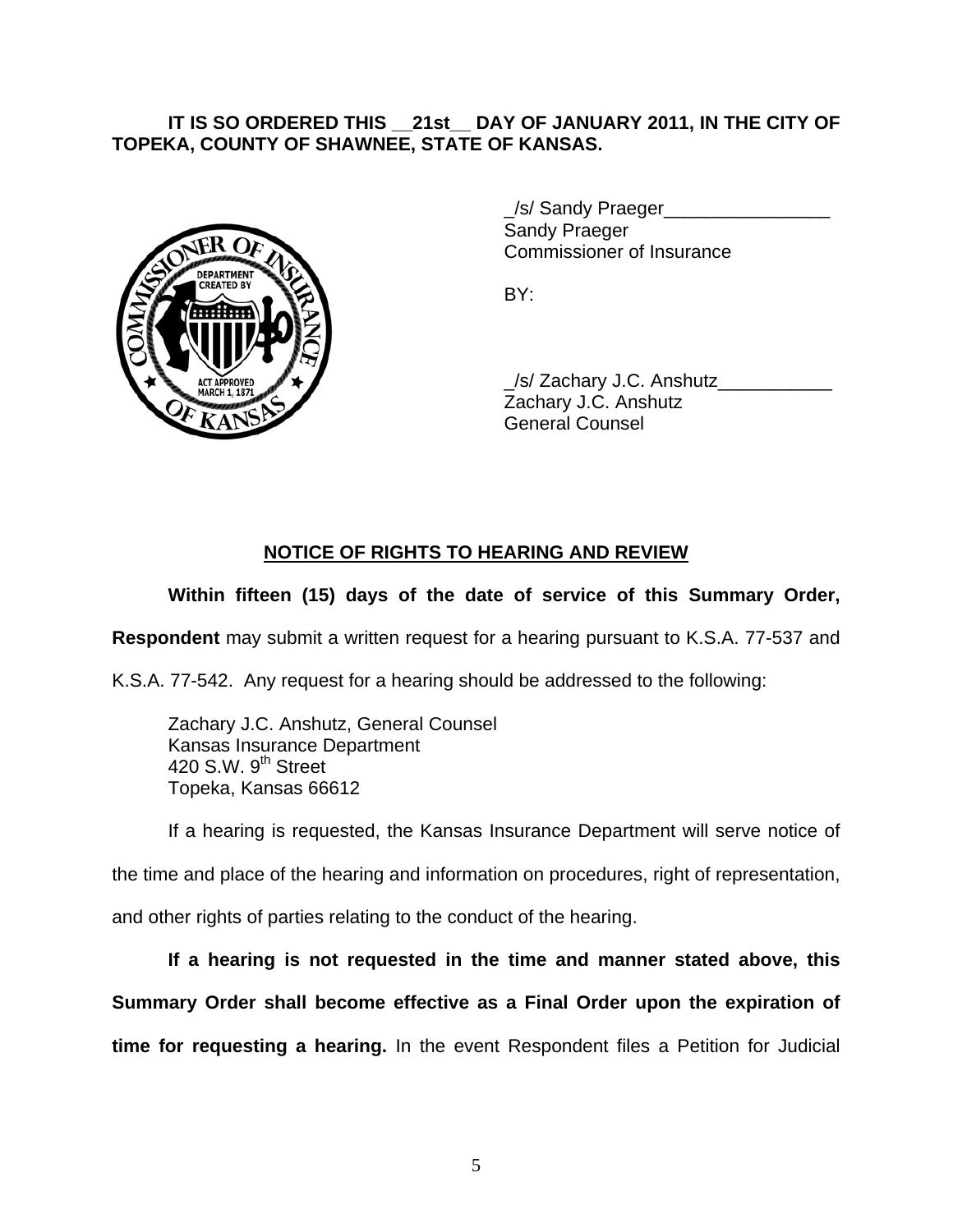**IT IS SO ORDERED THIS __21st__ DAY OF JANUARY 2011, IN THE CITY OF TOPEKA, COUNTY OF SHAWNEE, STATE OF KANSAS.**

_/s/ Sandy Praeger________________
Sandy Praeger
Commissioner of Insurance

BY:

_/s/ Zachary J.C. Anshutz___________
Zachary J.C. Anshutz
General Counsel

## NOTICE OF RIGHTS TO HEARING AND REVIEW

**Within fifteen (15) days of the date of service of this Summary Order, Respondent** may submit a written request for a hearing pursuant to K.S.A. 77-537 and K.S.A. 77-542. Any request for a hearing should be addressed to the following:

Zachary J.C. Anshutz, General Counsel
Kansas Insurance Department
420 S.W. 9th Street
Topeka, Kansas 66612

If a hearing is requested, the Kansas Insurance Department will serve notice of the time and place of the hearing and information on procedures, right of representation, and other rights of parties relating to the conduct of the hearing.

**If a hearing is not requested in the time and manner stated above, this Summary Order shall become effective as a Final Order upon the expiration of time for requesting a hearing.** In the event Respondent files a Petition for Judicial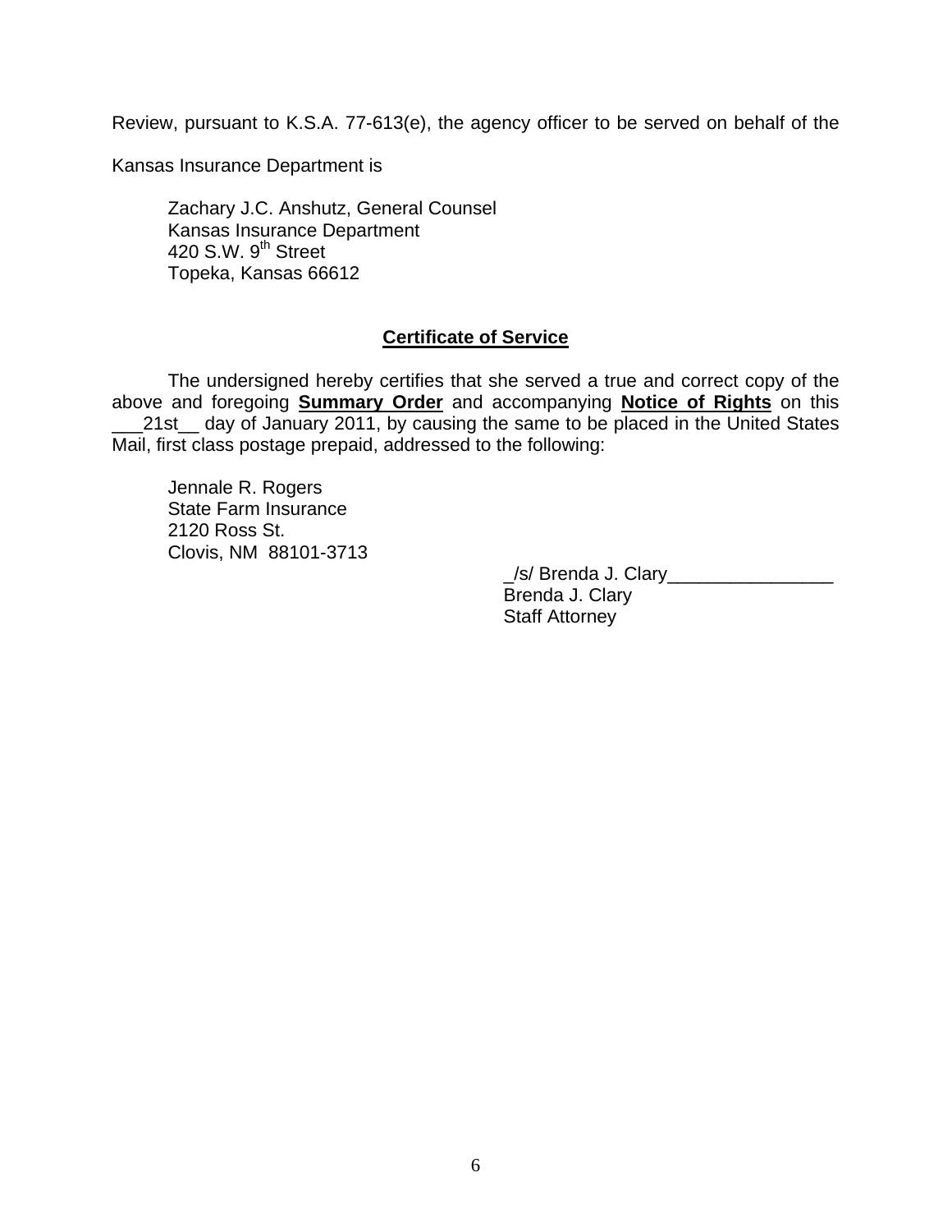Review, pursuant to K.S.A. 77-613(e), the agency officer to be served on behalf of the Kansas Insurance Department is

Zachary J.C. Anshutz, General Counsel
Kansas Insurance Department
420 S.W. 9th Street
Topeka, Kansas 66612

## Certificate of Service

The undersigned hereby certifies that she served a true and correct copy of the above and foregoing **Summary Order** and accompanying **Notice of Rights** on this ___21st__ day of January 2011, by causing the same to be placed in the United States Mail, first class postage prepaid, addressed to the following:

Jennale R. Rogers
State Farm Insurance
2120 Ross St.
Clovis, NM 88101-3713

_/s/ Brenda J. Clary________________
Brenda J. Clary
Staff Attorney